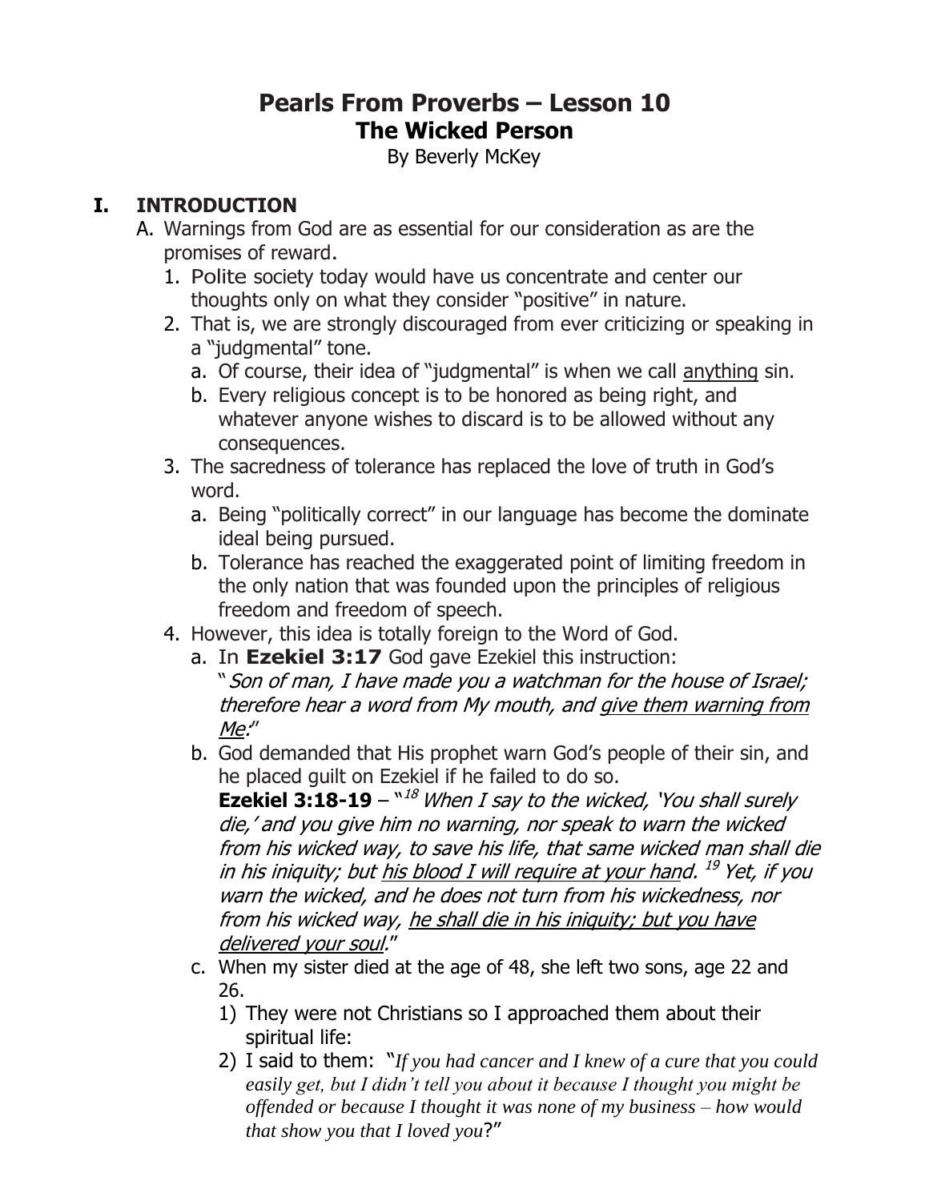# Pearls From Proverbs – Lesson 10

## The Wicked Person

By Beverly McKey

## I. INTRODUCTION

A. Warnings from God are as essential for our consideration as are the promises of reward.

1. Polite society today would have us concentrate and center our thoughts only on what they consider "positive" in nature.
2. That is, we are strongly discouraged from ever criticizing or speaking in a "judgmental" tone.
   a. Of course, their idea of "judgmental" is when we call <u>anything</u> sin.
   b. Every religious concept is to be honored as being right, and whatever anyone wishes to discard is to be allowed without any consequences.
3. The sacredness of tolerance has replaced the love of truth in God's word.
   a. Being "politically correct" in our language has become the dominate ideal being pursued.
   b. Tolerance has reached the exaggerated point of limiting freedom in the only nation that was founded upon the principles of religious freedom and freedom of speech.
4. However, this idea is totally foreign to the Word of God.
   a. In **Ezekiel 3:17** God gave Ezekiel this instruction:
   "*Son of man, I have made you a watchman for the house of Israel; therefore hear a word from My mouth, and <u>give them warning from Me</u>:*"
   b. God demanded that His prophet warn God's people of their sin, and he placed guilt on Ezekiel if he failed to do so.
   **Ezekiel 3:18-19** – "[18] *When I say to the wicked, 'You shall surely die,' and you give him no warning, nor speak to warn the wicked from his wicked way, to save his life, that same wicked man shall die in his iniquity; but <u>his blood I will require at your hand</u>.* [19] *Yet, if you warn the wicked, and he does not turn from his wickedness, nor from his wicked way, <u>he shall die in his iniquity; but you have delivered your soul</u>.*"
   c. When my sister died at the age of 48, she left two sons, age 22 and 26.
      1) They were not Christians so I approached them about their spiritual life:
      2) I said to them: "*If you had cancer and I knew of a cure that you could easily get, but I didn't tell you about it because I thought you might be offended or because I thought it was none of my business – how would that show you that I loved you*?"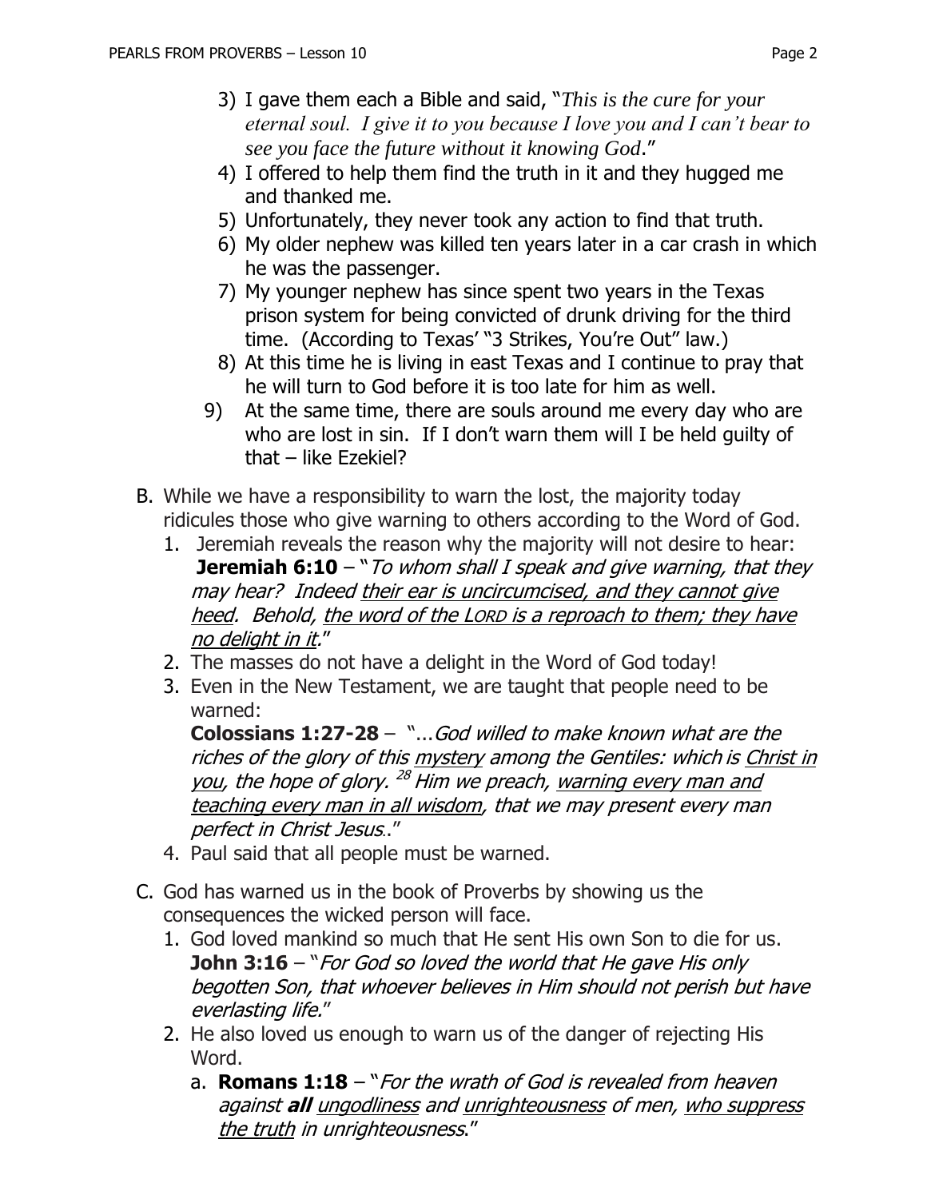3) I gave them each a Bible and said, "*This is the cure for your eternal soul. I give it to you because I love you and I can't bear to see you face the future without it knowing God*."
4) I offered to help them find the truth in it and they hugged me and thanked me.
5) Unfortunately, they never took any action to find that truth.
6) My older nephew was killed ten years later in a car crash in which he was the passenger.
7) My younger nephew has since spent two years in the Texas prison system for being convicted of drunk driving for the third time. (According to Texas' "3 Strikes, You're Out" law.)
8) At this time he is living in east Texas and I continue to pray that he will turn to God before it is too late for him as well.
9) At the same time, there are souls around me every day who are who are lost in sin. If I don't warn them will I be held guilty of that – like Ezekiel?

B. While we have a responsibility to warn the lost, the majority today ridicules those who give warning to others according to the Word of God.
   1. Jeremiah reveals the reason why the majority will not desire to hear: **Jeremiah 6:10** – "*To whom shall I speak and give warning, that they may hear? Indeed <u>their ear is uncircumcised, and they cannot give heed</u>. Behold, <u>the word of the LORD is a reproach to them; they have no delight in it</u>.*"
   2. The masses do not have a delight in the Word of God today!
   3. Even in the New Testament, we are taught that people need to be warned:
      **Colossians 1:27-28** – "...*God willed to make known what are the riches of the glory of this <u>mystery</u> among the Gentiles: which is <u>Christ in you</u>, the hope of glory. [28] Him we preach, <u>warning every man and teaching every man in all wisdom</u>, that we may present every man perfect in Christ Jesus*.."
   4. Paul said that all people must be warned.

C. God has warned us in the book of Proverbs by showing us the consequences the wicked person will face.
   1. God loved mankind so much that He sent His own Son to die for us. **John 3:16** – "*For God so loved the world that He gave His only begotten Son, that whoever believes in Him should not perish but have everlasting life.*"
   2. He also loved us enough to warn us of the danger of rejecting His Word.
      a. **Romans 1:18** – "*For the wrath of God is revealed from heaven against **all** <u>ungodliness</u> and <u>unrighteousness</u> of men, <u>who suppress the truth</u> in unrighteousness*."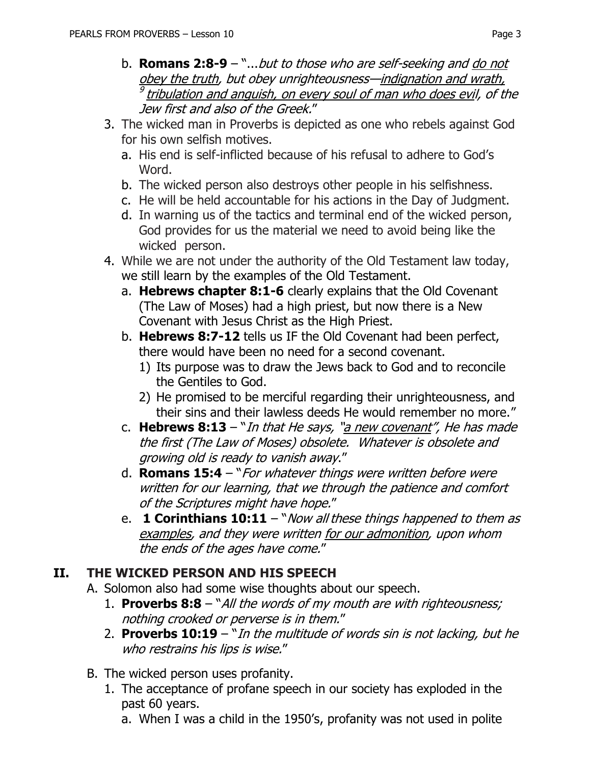b. **Romans 2:8-9** – "...*but to those who are self-seeking and <u>do not obey the truth</u>, but obey unrighteousness—<u>indignation and wrath,</u> [9] <u>tribulation and anguish, on every soul of man who does evil</u>, of the Jew first and also of the Greek.*"

3. The wicked man in Proverbs is depicted as one who rebels against God for his own selfish motives.
   a. His end is self-inflicted because of his refusal to adhere to God's Word.
   b. The wicked person also destroys other people in his selfishness.
   c. He will be held accountable for his actions in the Day of Judgment.
   d. In warning us of the tactics and terminal end of the wicked person, God provides for us the material we need to avoid being like the wicked person.
4. While we are not under the authority of the Old Testament law today, we still learn by the examples of the Old Testament.
   a. **Hebrews chapter 8:1-6** clearly explains that the Old Covenant (The Law of Moses) had a high priest, but now there is a New Covenant with Jesus Christ as the High Priest.
   b. **Hebrews 8:7-12** tells us IF the Old Covenant had been perfect, there would have been no need for a second covenant.
      1) Its purpose was to draw the Jews back to God and to reconcile the Gentiles to God.
      2) He promised to be merciful regarding their unrighteousness, and their sins and their lawless deeds He would remember no more."
   c. **Hebrews 8:13** – "*In that He says, "<u>a new covenant</u>", He has made the first (The Law of Moses) obsolete. Whatever is obsolete and growing old is ready to vanish away*."
   d. **Romans 15:4** – "*For whatever things were written before were written for our learning, that we through the patience and comfort of the Scriptures might have hope.*"
   e. **1 Corinthians 10:11** – "*Now all these things happened to them as <u>examples</u>, and they were written <u>for our admonition</u>, upon whom the ends of the ages have come.*"

## II. THE WICKED PERSON AND HIS SPEECH

A. Solomon also had some wise thoughts about our speech.
   1. **Proverbs 8:8** – "*All the words of my mouth are with righteousness; nothing crooked or perverse is in them.*"
   2. **Proverbs 10:19** – "*In the multitude of words sin is not lacking, but he who restrains his lips is wise.*"

B. The wicked person uses profanity.
   1. The acceptance of profane speech in our society has exploded in the past 60 years.
      a. When I was a child in the 1950's, profanity was not used in polite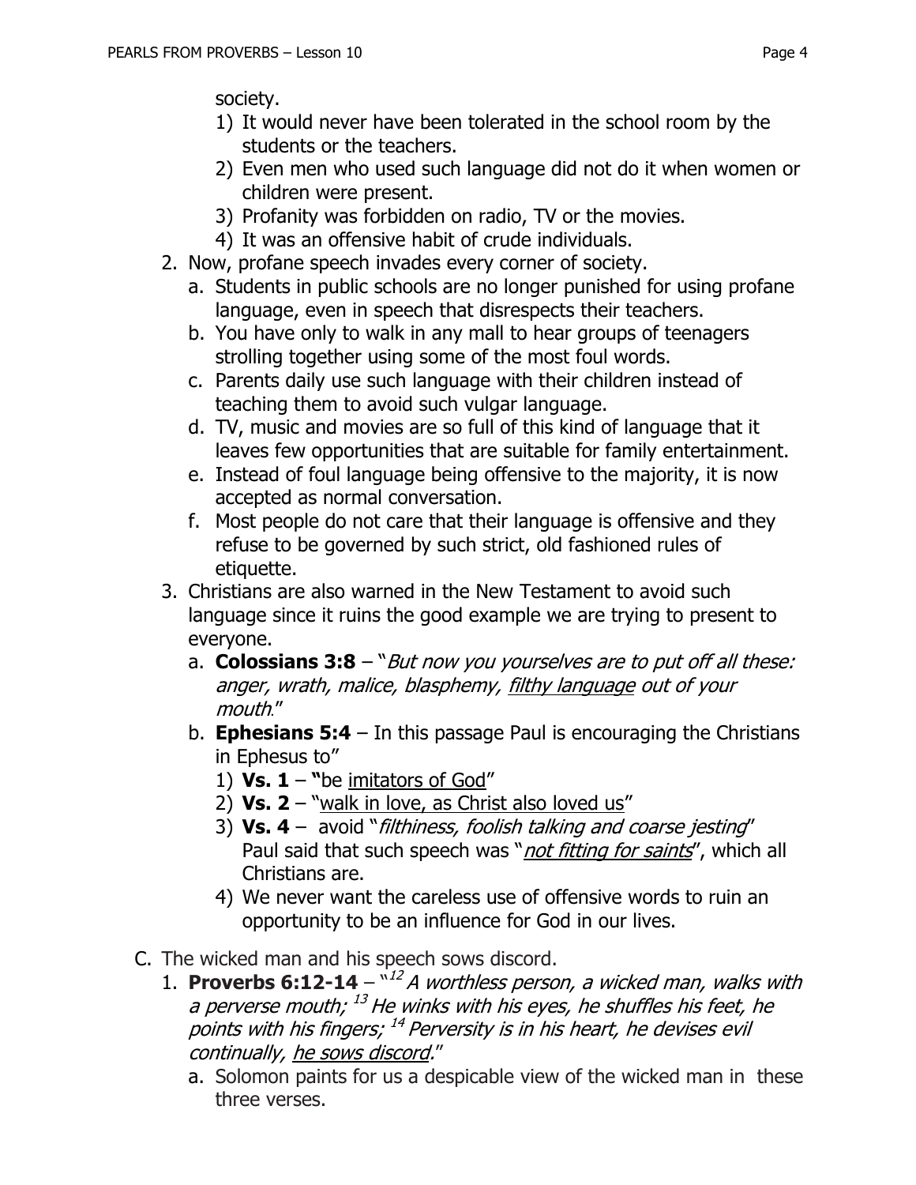society.

1) It would never have been tolerated in the school room by the students or the teachers.
2) Even men who used such language did not do it when women or children were present.
3) Profanity was forbidden on radio, TV or the movies.
4) It was an offensive habit of crude individuals.

2. Now, profane speech invades every corner of society.
   a. Students in public schools are no longer punished for using profane language, even in speech that disrespects their teachers.
   b. You have only to walk in any mall to hear groups of teenagers strolling together using some of the most foul words.
   c. Parents daily use such language with their children instead of teaching them to avoid such vulgar language.
   d. TV, music and movies are so full of this kind of language that it leaves few opportunities that are suitable for family entertainment.
   e. Instead of foul language being offensive to the majority, it is now accepted as normal conversation.
   f. Most people do not care that their language is offensive and they refuse to be governed by such strict, old fashioned rules of etiquette.

3. Christians are also warned in the New Testament to avoid such language since it ruins the good example we are trying to present to everyone.
   a. **Colossians 3:8** – "*But now you yourselves are to put off all these: anger, wrath, malice, blasphemy, <u>filthy language</u> out of your mouth*."
   b. **Ephesians 5:4** – In this passage Paul is encouraging the Christians in Ephesus to"
      1) **Vs. 1** – **"**be <u>imitators of God</u>"
      2) **Vs. 2** – "<u>walk in love, as Christ also loved us</u>"
      3) **Vs. 4** – avoid "*filthiness, foolish talking and coarse jesting*" Paul said that such speech was "*<u>not fitting for saints</u>*", which all Christians are.
      4) We never want the careless use of offensive words to ruin an opportunity to be an influence for God in our lives.

C. The wicked man and his speech sows discord.

1. **Proverbs 6:12-14** – "[12] *A worthless person, a wicked man, walks with a perverse mouth;* [13] *He winks with his eyes, he shuffles his feet, he points with his fingers;* [14] *Perversity is in his heart, he devises evil continually, <u>he sows discord</u>.*"
   a. Solomon paints for us a despicable view of the wicked man in these three verses.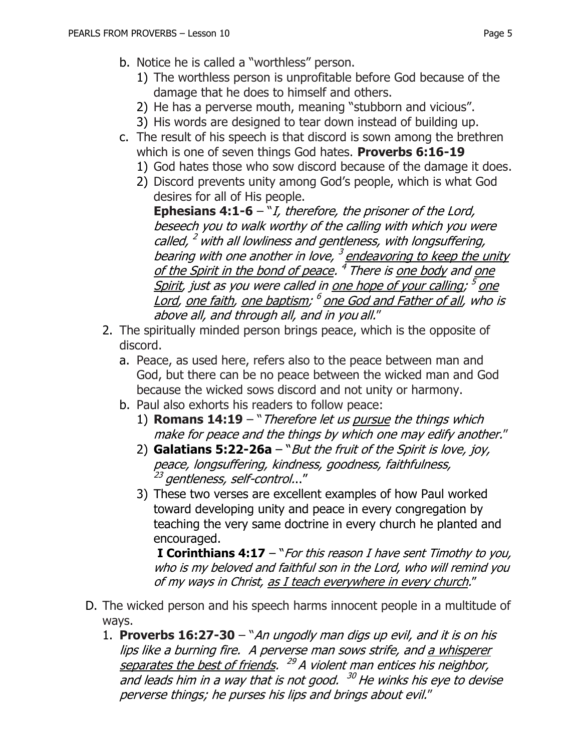b. Notice he is called a "worthless" person.
   1) The worthless person is unprofitable before God because of the damage that he does to himself and others.
   2) He has a perverse mouth, meaning "stubborn and vicious".
   3) His words are designed to tear down instead of building up.

c. The result of his speech is that discord is sown among the brethren which is one of seven things God hates. **Proverbs 6:16-19**
   1) God hates those who sow discord because of the damage it does.
   2) Discord prevents unity among God's people, which is what God desires for all of His people.

      **Ephesians 4:1-6** – "*I, therefore, the prisoner of the Lord, beseech you to walk worthy of the calling with which you were called, [2] with all lowliness and gentleness, with longsuffering, bearing with one another in love, [3] <u>endeavoring to keep the unity of the Spirit in the bond of peace</u>. [4] There is <u>one body</u> and <u>one Spirit</u>, just as you were called in <u>one hope of your calling</u>; [5] <u>one Lord</u>, <u>one faith</u>, <u>one baptism</u>; [6] <u>one God and Father of all</u>, who is above all, and through all, and in you all.*"

2. The spiritually minded person brings peace, which is the opposite of discord.

   a. Peace, as used here, refers also to the peace between man and God, but there can be no peace between the wicked man and God because the wicked sows discord and not unity or harmony.

   b. Paul also exhorts his readers to follow peace:
      1) **Romans 14:19** – "*Therefore let us <u>pursue</u> the things which make for peace and the things by which one may edify another.*"
      2) **Galatians 5:22-26a** – "*But the fruit of the Spirit is love, joy, peace, longsuffering, kindness, goodness, faithfulness, [23] gentleness, self-control...*"
      3) These two verses are excellent examples of how Paul worked toward developing unity and peace in every congregation by teaching the very same doctrine in every church he planted and encouraged.

         **I Corinthians 4:17** – "*For this reason I have sent Timothy to you, who is my beloved and faithful son in the Lord, who will remind you of my ways in Christ, <u>as I teach everywhere in every church</u>.*"

D. The wicked person and his speech harms innocent people in a multitude of ways.

   1. **Proverbs 16:27-30** – "*An ungodly man digs up evil, and it is on his lips like a burning fire. A perverse man sows strife, and <u>a whisperer separates the best of friends</u>. [29] A violent man entices his neighbor, and leads him in a way that is not good. [30] He winks his eye to devise perverse things; he purses his lips and brings about evil.*"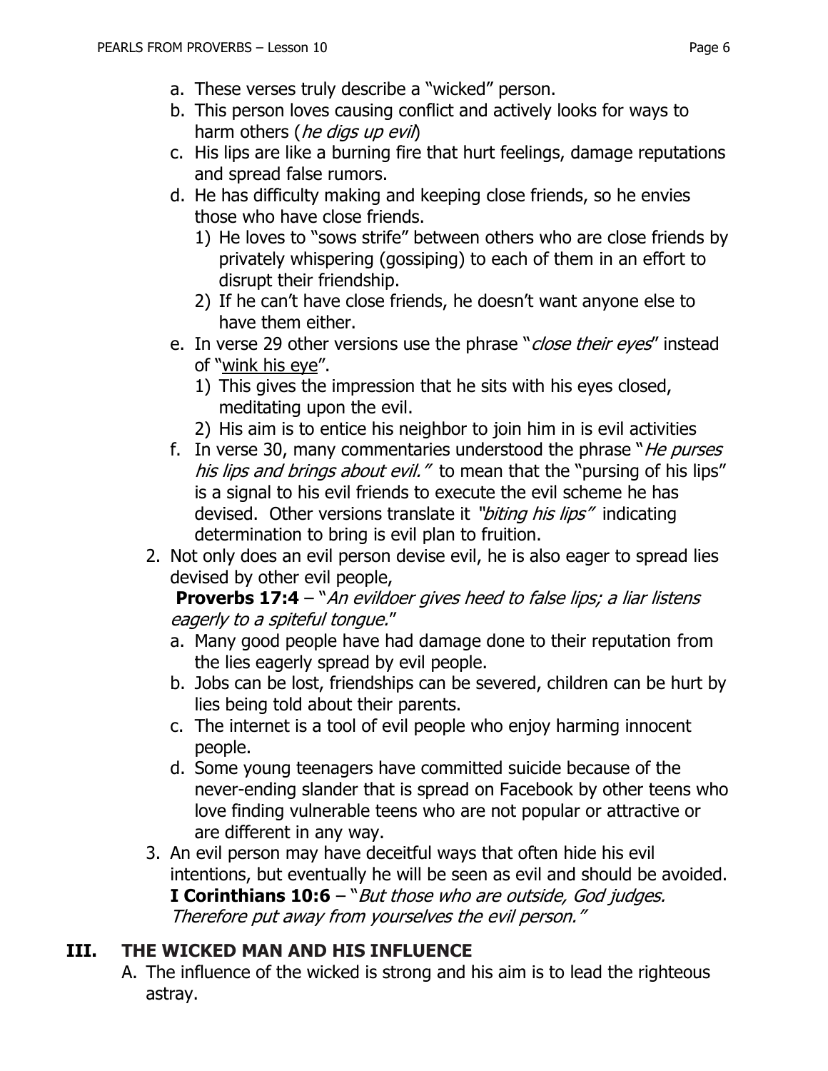a. These verses truly describe a "wicked" person.
b. This person loves causing conflict and actively looks for ways to harm others (*he digs up evil*)
c. His lips are like a burning fire that hurt feelings, damage reputations and spread false rumors.
d. He has difficulty making and keeping close friends, so he envies those who have close friends.
   1) He loves to "sows strife" between others who are close friends by privately whispering (gossiping) to each of them in an effort to disrupt their friendship.
   2) If he can't have close friends, he doesn't want anyone else to have them either.
e. In verse 29 other versions use the phrase "*close their eyes*" instead of "<u>wink his eye</u>".
   1) This gives the impression that he sits with his eyes closed, meditating upon the evil.
   2) His aim is to entice his neighbor to join him in is evil activities
f. In verse 30, many commentaries understood the phrase "*He purses his lips and brings about evil."* to mean that the "pursing of his lips" is a signal to his evil friends to execute the evil scheme he has devised. Other versions translate it *"biting his lips"* indicating determination to bring is evil plan to fruition.

2. Not only does an evil person devise evil, he is also eager to spread lies devised by other evil people,
   **Proverbs 17:4** – "*An evildoer gives heed to false lips; a liar listens eagerly to a spiteful tongue.*"
   a. Many good people have had damage done to their reputation from the lies eagerly spread by evil people.
   b. Jobs can be lost, friendships can be severed, children can be hurt by lies being told about their parents.
   c. The internet is a tool of evil people who enjoy harming innocent people.
   d. Some young teenagers have committed suicide because of the never-ending slander that is spread on Facebook by other teens who love finding vulnerable teens who are not popular or attractive or are different in any way.
3. An evil person may have deceitful ways that often hide his evil intentions, but eventually he will be seen as evil and should be avoided.
   **I Corinthians 10:6** – "*But those who are outside, God judges. Therefore put away from yourselves the evil person."*

## III. THE WICKED MAN AND HIS INFLUENCE

A. The influence of the wicked is strong and his aim is to lead the righteous astray.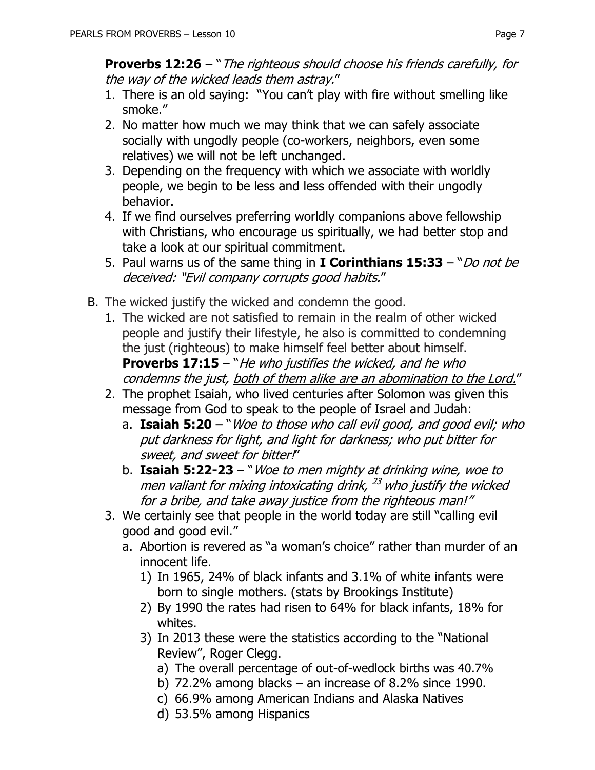**Proverbs 12:26** – "*The righteous should choose his friends carefully, for the way of the wicked leads them astray.*"

1. There is an old saying: "You can't play with fire without smelling like smoke."
2. No matter how much we may <u>think</u> that we can safely associate socially with ungodly people (co-workers, neighbors, even some relatives) we will not be left unchanged.
3. Depending on the frequency with which we associate with worldly people, we begin to be less and less offended with their ungodly behavior.
4. If we find ourselves preferring worldly companions above fellowship with Christians, who encourage us spiritually, we had better stop and take a look at our spiritual commitment.
5. Paul warns us of the same thing in **I Corinthians 15:33** – "*Do not be deceived: "Evil company corrupts good habits.*"

B. The wicked justify the wicked and condemn the good.

1. The wicked are not satisfied to remain in the realm of other wicked people and justify their lifestyle, he also is committed to condemning the just (righteous) to make himself feel better about himself. **Proverbs 17:15** – "*He who justifies the wicked, and he who condemns the just, <u>both of them alike are an abomination to the Lord.</u>*"
2. The prophet Isaiah, who lived centuries after Solomon was given this message from God to speak to the people of Israel and Judah:
   a. **Isaiah 5:20** – "*Woe to those who call evil good, and good evil; who put darkness for light, and light for darkness; who put bitter for sweet, and sweet for bitter!*"
   b. **Isaiah 5:22-23** – "*Woe to men mighty at drinking wine, woe to men valiant for mixing intoxicating drink, [23] who justify the wicked for a bribe, and take away justice from the righteous man!*"
3. We certainly see that people in the world today are still "calling evil good and good evil."
   a. Abortion is revered as "a woman's choice" rather than murder of an innocent life.
      1) In 1965, 24% of black infants and 3.1% of white infants were born to single mothers. (stats by Brookings Institute)
      2) By 1990 the rates had risen to 64% for black infants, 18% for whites.
      3) In 2013 these were the statistics according to the "National Review", Roger Clegg.
         a) The overall percentage of out-of-wedlock births was 40.7%
         b) 72.2% among blacks – an increase of 8.2% since 1990.
         c) 66.9% among American Indians and Alaska Natives
         d) 53.5% among Hispanics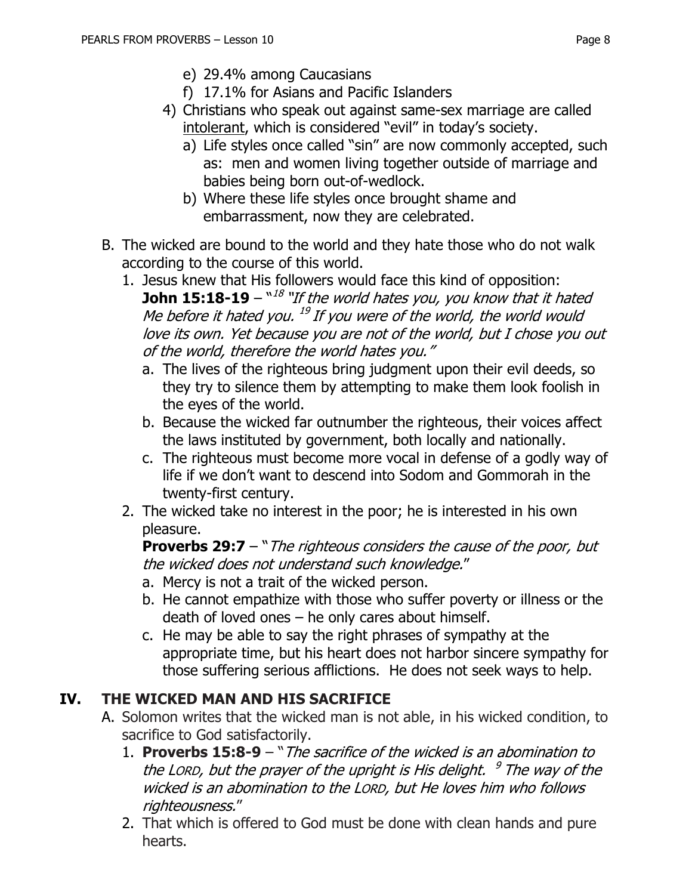e) 29.4% among Caucasians
f) 17.1% for Asians and Pacific Islanders

4) Christians who speak out against same-sex marriage are called <u>intolerant</u>, which is considered "evil" in today's society.
   a) Life styles once called "sin" are now commonly accepted, such as: men and women living together outside of marriage and babies being born out-of-wedlock.
   b) Where these life styles once brought shame and embarrassment, now they are celebrated.

B. The wicked are bound to the world and they hate those who do not walk according to the course of this world.

1. Jesus knew that His followers would face this kind of opposition: **John 15:18-19** – "[18] *"If the world hates you, you know that it hated Me before it hated you. [19] If you were of the world, the world would love its own. Yet because you are not of the world, but I chose you out of the world, therefore the world hates you."*
   a. The lives of the righteous bring judgment upon their evil deeds, so they try to silence them by attempting to make them look foolish in the eyes of the world.
   b. Because the wicked far outnumber the righteous, their voices affect the laws instituted by government, both locally and nationally.
   c. The righteous must become more vocal in defense of a godly way of life if we don't want to descend into Sodom and Gommorah in the twenty-first century.

2. The wicked take no interest in the poor; he is interested in his own pleasure.
   **Proverbs 29:7** – "*The righteous considers the cause of the poor, but the wicked does not understand such knowledge.*"
   a. Mercy is not a trait of the wicked person.
   b. He cannot empathize with those who suffer poverty or illness or the death of loved ones – he only cares about himself.
   c. He may be able to say the right phrases of sympathy at the appropriate time, but his heart does not harbor sincere sympathy for those suffering serious afflictions. He does not seek ways to help.

## IV. THE WICKED MAN AND HIS SACRIFICE

A. Solomon writes that the wicked man is not able, in his wicked condition, to sacrifice to God satisfactorily.

1. **Proverbs 15:8-9** – "*The sacrifice of the wicked is an abomination to the LORD, but the prayer of the upright is His delight. [9] The way of the wicked is an abomination to the LORD, but He loves him who follows righteousness.*"
2. That which is offered to God must be done with clean hands and pure hearts.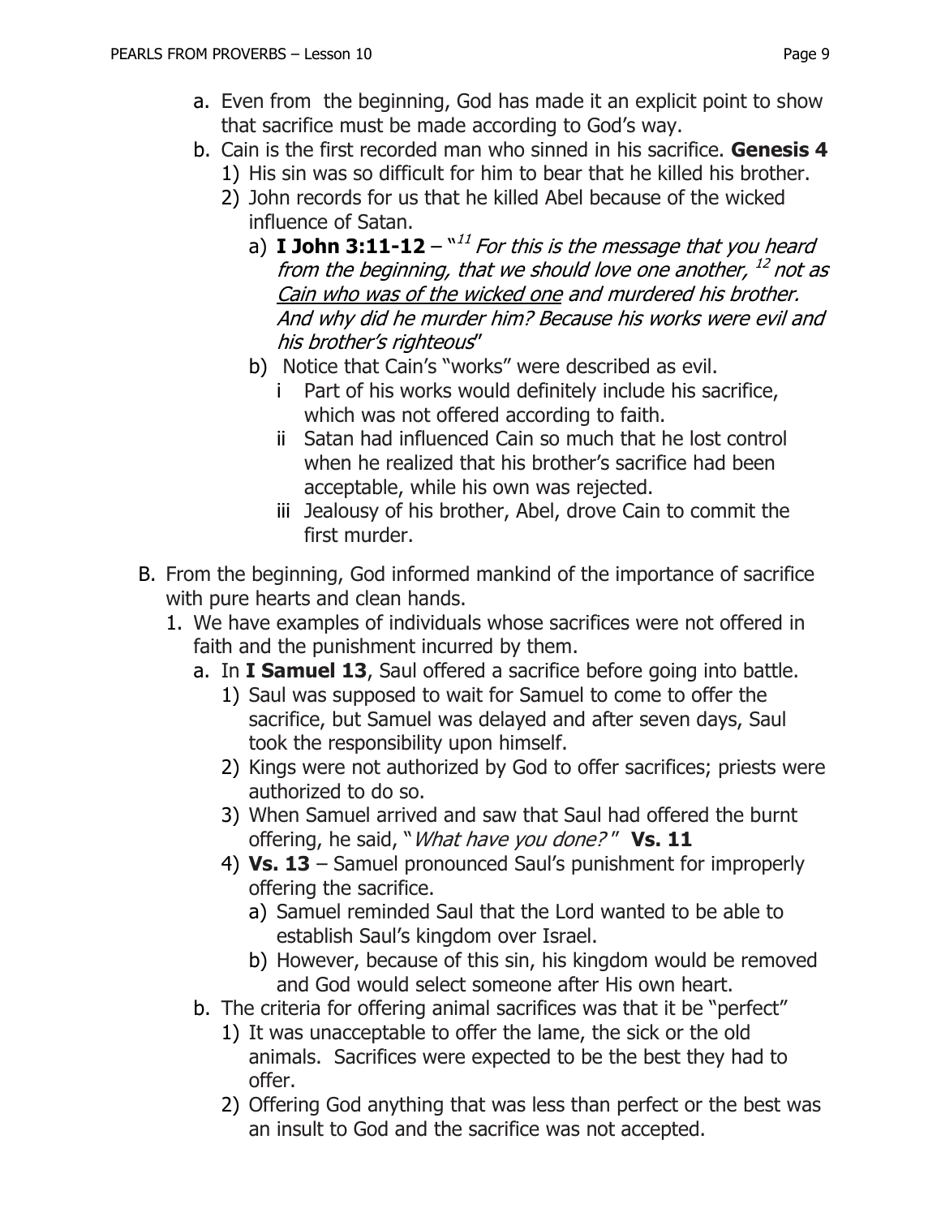a. Even from the beginning, God has made it an explicit point to show that sacrifice must be made according to God's way.

b. Cain is the first recorded man who sinned in his sacrifice. **Genesis 4**

   1) His sin was so difficult for him to bear that he killed his brother.

   2) John records for us that he killed Abel because of the wicked influence of Satan.

      a) **I John 3:11-12** – "[11] *For this is the message that you heard from the beginning, that we should love one another,* [12] *not as <u>Cain who was of the wicked one</u> and murdered his brother. And why did he murder him? Because his works were evil and his brother's righteous*"

      b) Notice that Cain's "works" were described as evil.

         i Part of his works would definitely include his sacrifice, which was not offered according to faith.

         ii Satan had influenced Cain so much that he lost control when he realized that his brother's sacrifice had been acceptable, while his own was rejected.

         iii Jealousy of his brother, Abel, drove Cain to commit the first murder.

B. From the beginning, God informed mankind of the importance of sacrifice with pure hearts and clean hands.

1. We have examples of individuals whose sacrifices were not offered in faith and the punishment incurred by them.

   a. In **I Samuel 13**, Saul offered a sacrifice before going into battle.

      1) Saul was supposed to wait for Samuel to come to offer the sacrifice, but Samuel was delayed and after seven days, Saul took the responsibility upon himself.

      2) Kings were not authorized by God to offer sacrifices; priests were authorized to do so.

      3) When Samuel arrived and saw that Saul had offered the burnt offering, he said, "*What have you done?*" **Vs. 11**

      4) **Vs. 13** – Samuel pronounced Saul's punishment for improperly offering the sacrifice.

         a) Samuel reminded Saul that the Lord wanted to be able to establish Saul's kingdom over Israel.

         b) However, because of this sin, his kingdom would be removed and God would select someone after His own heart.

   b. The criteria for offering animal sacrifices was that it be "perfect"

      1) It was unacceptable to offer the lame, the sick or the old animals. Sacrifices were expected to be the best they had to offer.

      2) Offering God anything that was less than perfect or the best was an insult to God and the sacrifice was not accepted.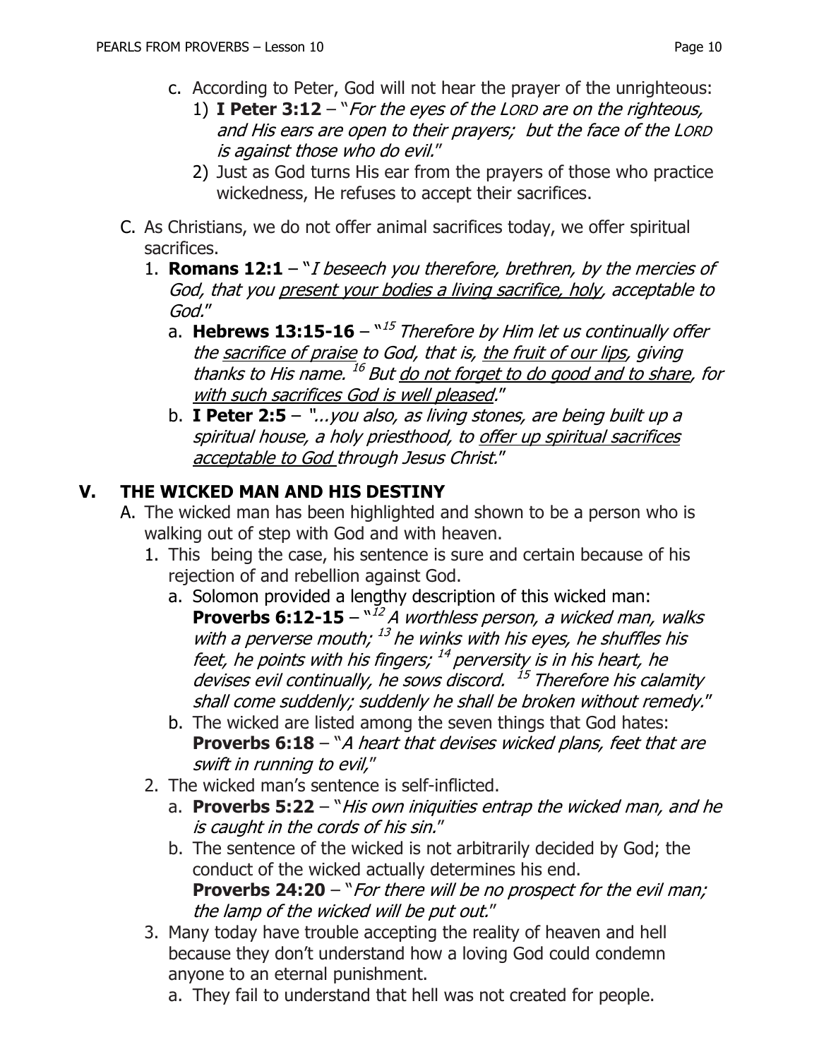c. According to Peter, God will not hear the prayer of the unrighteous:

   1) **I Peter 3:12** – "*For the eyes of the LORD are on the righteous, and His ears are open to their prayers; but the face of the LORD is against those who do evil.*"

   2) Just as God turns His ear from the prayers of those who practice wickedness, He refuses to accept their sacrifices.

C. As Christians, we do not offer animal sacrifices today, we offer spiritual sacrifices.

   1. **Romans 12:1** – "*I beseech you therefore, brethren, by the mercies of God, that you <u>present your bodies a living sacrifice, holy</u>, acceptable to God.*"

      a. **Hebrews 13:15-16** – "[15] *Therefore by Him let us continually offer the <u>sacrifice of praise</u> to God, that is, <u>the fruit of our lips</u>, giving thanks to His name.* [16] *But <u>do not forget to do good and to share</u>, for <u>with such sacrifices God is well pleased</u>.*"

      b. **I Peter 2:5** – "*...you also, as living stones, are being built up a spiritual house, a holy priesthood, to <u>offer up spiritual sacrifices acceptable to God</u> through Jesus Christ.*"

## V. THE WICKED MAN AND HIS DESTINY

A. The wicked man has been highlighted and shown to be a person who is walking out of step with God and with heaven.

   1. This being the case, his sentence is sure and certain because of his rejection of and rebellion against God.

      a. Solomon provided a lengthy description of this wicked man: **Proverbs 6:12-15** – "[12] *A worthless person, a wicked man, walks with a perverse mouth;* [13] *he winks with his eyes, he shuffles his feet, he points with his fingers;* [14] *perversity is in his heart, he devises evil continually, he sows discord.* [15] *Therefore his calamity shall come suddenly; suddenly he shall be broken without remedy.*"

      b. The wicked are listed among the seven things that God hates: **Proverbs 6:18** – "*A heart that devises wicked plans, feet that are swift in running to evil,*"

   2. The wicked man's sentence is self-inflicted.

      a. **Proverbs 5:22** – "*His own iniquities entrap the wicked man, and he is caught in the cords of his sin.*"

      b. The sentence of the wicked is not arbitrarily decided by God; the conduct of the wicked actually determines his end. **Proverbs 24:20** – "*For there will be no prospect for the evil man; the lamp of the wicked will be put out.*"

   3. Many today have trouble accepting the reality of heaven and hell because they don't understand how a loving God could condemn anyone to an eternal punishment.

      a. They fail to understand that hell was not created for people.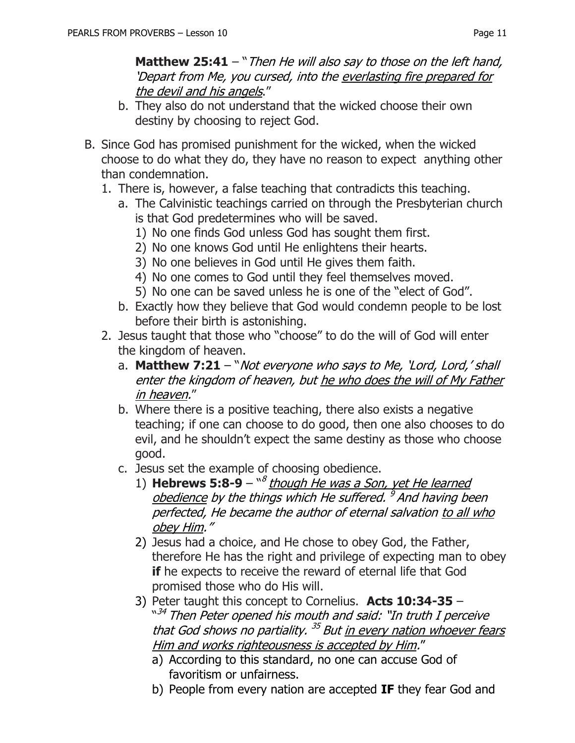**Matthew 25:41** – "*Then He will also say to those on the left hand, 'Depart from Me, you cursed, into the <u>everlasting fire prepared for the devil and his angels</u>.*"

b. They also do not understand that the wicked choose their own destiny by choosing to reject God.

B. Since God has promised punishment for the wicked, when the wicked choose to do what they do, they have no reason to expect anything other than condemnation.

1. There is, however, a false teaching that contradicts this teaching.
   a. The Calvinistic teachings carried on through the Presbyterian church is that God predetermines who will be saved.
      1) No one finds God unless God has sought them first.
      2) No one knows God until He enlightens their hearts.
      3) No one believes in God until He gives them faith.
      4) No one comes to God until they feel themselves moved.
      5) No one can be saved unless he is one of the "elect of God".
   b. Exactly how they believe that God would condemn people to be lost before their birth is astonishing.
2. Jesus taught that those who "choose" to do the will of God will enter the kingdom of heaven.
   a. **Matthew 7:21** – "*Not everyone who says to Me, 'Lord, Lord,' shall enter the kingdom of heaven, but <u>he who does the will of My Father in heaven</u>.*"
   b. Where there is a positive teaching, there also exists a negative teaching; if one can choose to do good, then one also chooses to do evil, and he shouldn't expect the same destiny as those who choose good.
   c. Jesus set the example of choosing obedience.
      1) **Hebrews 5:8-9** – "[8] *<u>though He was a Son, yet He learned obedience</u> by the things which He suffered.* [9] *And having been perfected, He became the author of eternal salvation <u>to all who obey Him</u>."*
      2) Jesus had a choice, and He chose to obey God, the Father, therefore He has the right and privilege of expecting man to obey **if** he expects to receive the reward of eternal life that God promised those who do His will.
      3) Peter taught this concept to Cornelius. **Acts 10:34-35** – "[34] *Then Peter opened his mouth and said: "In truth I perceive that God shows no partiality.* [35] *But <u>in every nation whoever fears Him and works righteousness is accepted by Him</u>.*"
         a) According to this standard, no one can accuse God of favoritism or unfairness.
         b) People from every nation are accepted **IF** they fear God and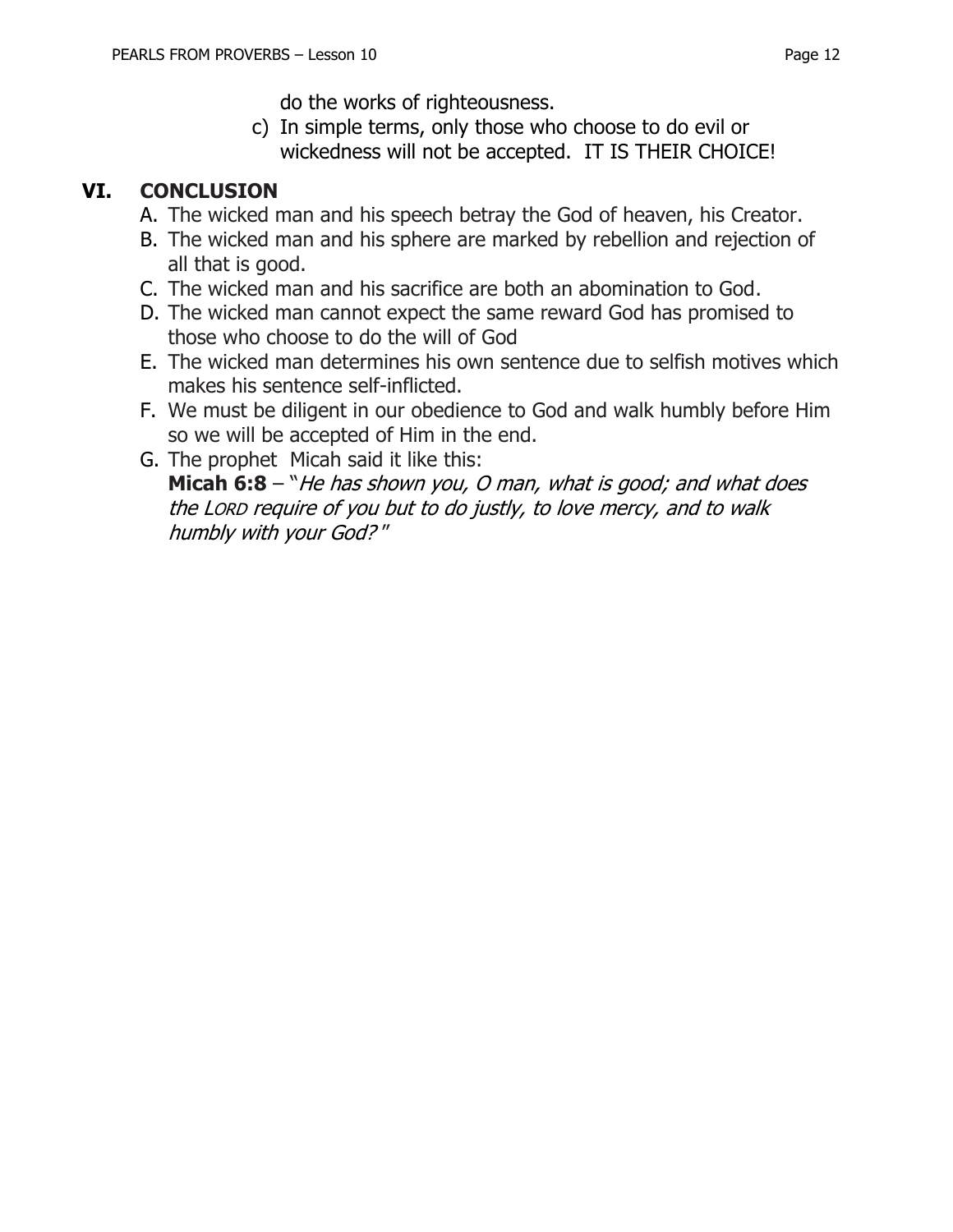do the works of righteousness.

c) In simple terms, only those who choose to do evil or wickedness will not be accepted.  IT IS THEIR CHOICE!

## VI. CONCLUSION

A. The wicked man and his speech betray the God of heaven, his Creator.
B. The wicked man and his sphere are marked by rebellion and rejection of all that is good.
C. The wicked man and his sacrifice are both an abomination to God.
D. The wicked man cannot expect the same reward God has promised to those who choose to do the will of God
E. The wicked man determines his own sentence due to selfish motives which makes his sentence self-inflicted.
F. We must be diligent in our obedience to God and walk humbly before Him so we will be accepted of Him in the end.
G. The prophet  Micah said it like this:
**Micah 6:8** – "*He has shown you, O man, what is good; and what does the LORD require of you but to do justly, to love mercy, and to walk humbly with your God?*"